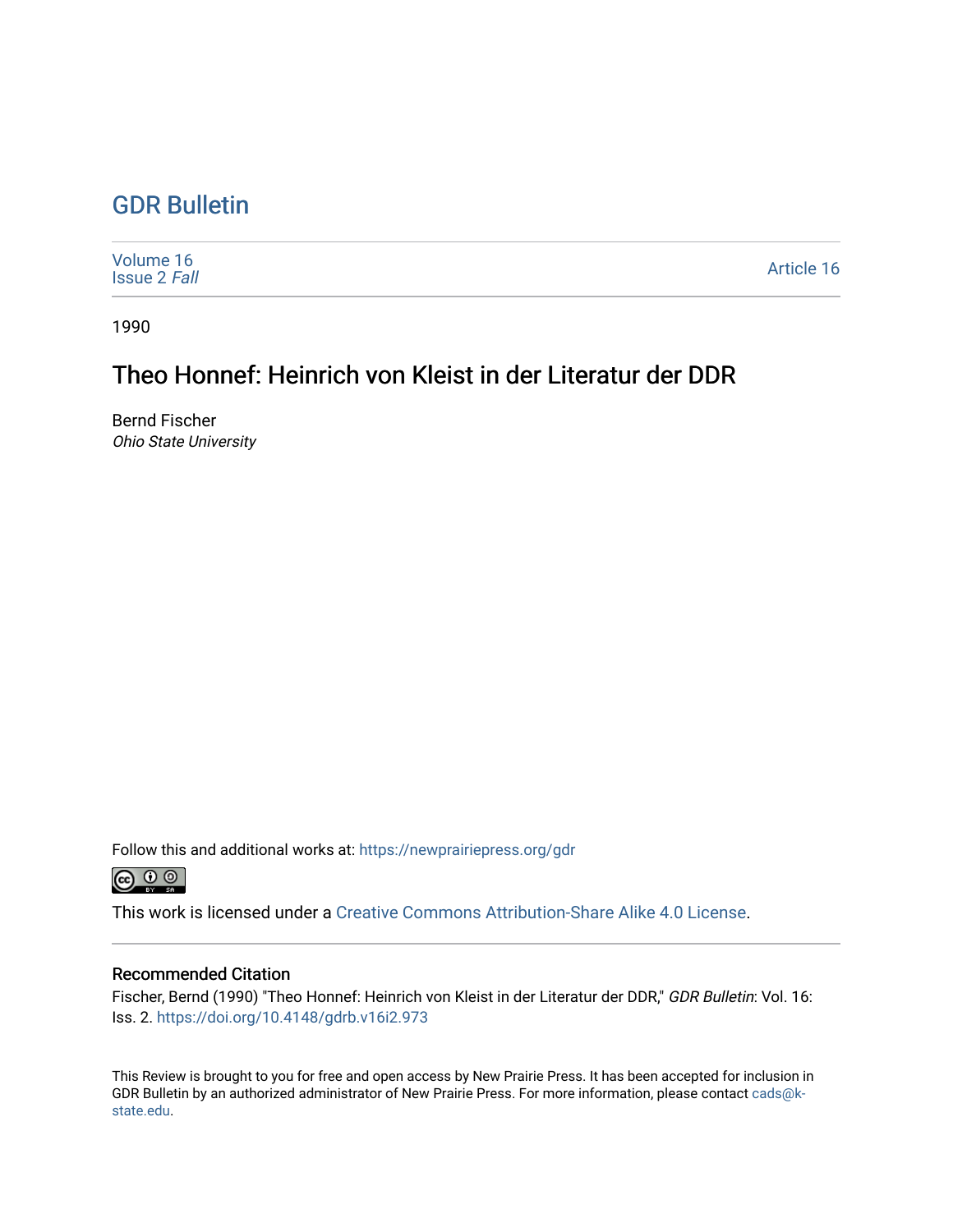# GDR Bulletin

Volume 16
Issue 2 *Fall*

Article 16

1990

## Theo Honnef: Heinrich von Kleist in der Literatur der DDR

Bernd Fischer
*Ohio State University*

Follow this and additional works at: https://newprairiepress.org/gdr

This work is licensed under a Creative Commons Attribution-Share Alike 4.0 License.

### Recommended Citation

Fischer, Bernd (1990) "Theo Honnef: Heinrich von Kleist in der Literatur der DDR," *GDR Bulletin*: Vol. 16: Iss. 2. https://doi.org/10.4148/gdrb.v16i2.973

This Review is brought to you for free and open access by New Prairie Press. It has been accepted for inclusion in GDR Bulletin by an authorized administrator of New Prairie Press. For more information, please contact cads@k-state.edu.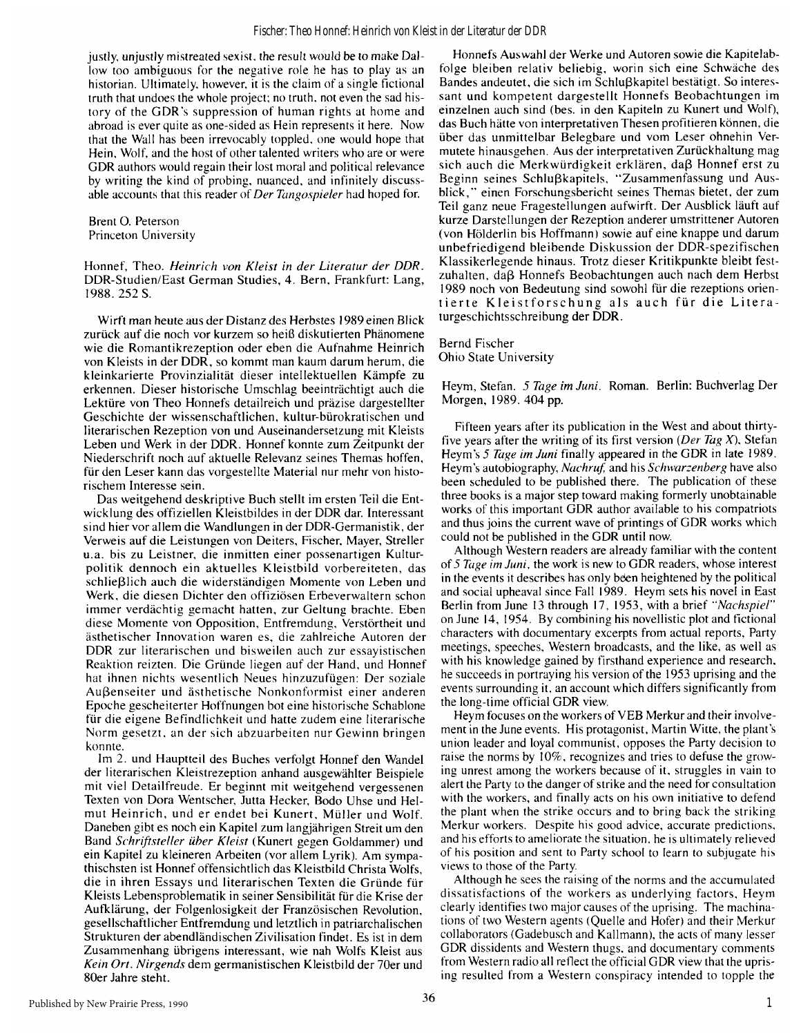justly, unjustly mistreated sexist, the result would be to make Dallow too ambiguous for the negative role he has to play as an historian. Ultimately, however, it is the claim of a single fictional truth that undoes the whole project; no truth, not even the sad history of the GDR's suppression of human rights at home and abroad is ever quite as one-sided as Hein represents it here. Now that the Wall has been irrevocably toppled, one would hope that Hein, Wolf, and the host of other talented writers who are or were GDR authors would regain their lost moral and political relevance by writing the kind of probing, nuanced, and infinitely discussable accounts that this reader of *Der Tangospieler* had hoped for.

Brent O. Peterson
Princeton University

Honnef, Theo. *Heinrich von Kleist in der Literatur der DDR*. DDR-Studien/East German Studies, 4. Bern, Frankfurt: Lang, 1988. 252 S.

Wirft man heute aus der Distanz des Herbstes 1989 einen Blick zurück auf die noch vor kurzem so heiß diskutierten Phänomene wie die Romantikrezeption oder eben die Aufnahme Heinrich von Kleists in der DDR, so kommt man kaum darum herum, die kleinkarierte Provinzialität dieser intellektuellen Kämpfe zu erkennen. Dieser historische Umschlag beeinträchtigt auch die Lektüre von Theo Honnefs detailreich und präzise dargestellter Geschichte der wissenschaftlichen, kultur-bürokratischen und literarischen Rezeption von und Auseinandersetzung mit Kleists Leben und Werk in der DDR. Honnef konnte zum Zeitpunkt der Niederschrift noch auf aktuelle Relevanz seines Themas hoffen, für den Leser kann das vorgestellte Material nur mehr von historischem Interesse sein.

Das weitgehend deskriptive Buch stellt im ersten Teil die Entwicklung des offiziellen Kleistbildes in der DDR dar. Interessant sind hier vor allem die Wandlungen in der DDR-Germanistik, der Verweis auf die Leistungen von Deiters, Fischer, Mayer, Streller u.a. bis zu Leistner, die inmitten einer possenartigen Kulturpolitik dennoch ein aktuelles Kleistbild vorbereiteten, das schließlich auch die widerständigen Momente von Leben und Werk, die diesen Dichter den offiziösen Erbeverwaltern schon immer verdächtig gemacht hatten, zur Geltung brachte. Eben diese Momente von Opposition, Entfremdung, Verstörtheit und ästhetischer Innovation waren es, die zahlreiche Autoren der DDR zur literarischen und bisweilen auch zur essayistischen Reaktion reizten. Die Gründe liegen auf der Hand, und Honnef hat ihnen nichts wesentlich Neues hinzuzufügen: Der soziale Außenseiter und ästhetische Nonkonformist einer anderen Epoche gescheiterter Hoffnungen bot eine historische Schablone für die eigene Befindlichkeit und hatte zudem eine literarische Norm gesetzt, an der sich abzuarbeiten nur Gewinn bringen konnte.

Im 2. und Hauptteil des Buches verfolgt Honnef den Wandel der literarischen Kleistrezeption anhand ausgewählter Beispiele mit viel Detailfreude. Er beginnt mit weitgehend vergessenen Texten von Dora Wentscher, Jutta Hecker, Bodo Uhse und Helmut Heinrich, und er endet bei Kunert, Müller und Wolf. Daneben gibt es noch ein Kapitel zum langjährigen Streit um den Band *Schriftsteller über Kleist* (Kunert gegen Goldammer) und ein Kapitel zu kleineren Arbeiten (vor allem Lyrik). Am sympathischsten ist Honnef offensichtlich das Kleistbild Christa Wolfs, die in ihren Essays und literarischen Texten die Gründe für Kleists Lebensproblematik in seiner Sensibilität für die Krise der Aufklärung, der Folgenlosigkeit der Französischen Revolution, gesellschaftlicher Entfremdung und letztlich in patriarchalischen Strukturen der abendländischen Zivilisation findet. Es ist in dem Zusammenhang übrigens interessant, wie nah Wolfs Kleist aus *Kein Ort. Nirgends* dem germanistischen Kleistbild der 70er und 80er Jahre steht.

Honnefs Auswahl der Werke und Autoren sowie die Kapitelabfolge bleiben relativ beliebig, worin sich eine Schwäche des Bandes andeutet, die sich im Schlußkapitel bestätigt. So interessant und kompetent dargestellt Honnefs Beobachtungen im einzelnen auch sind (bes. in den Kapiteln zu Kunert und Wolf), das Buch hätte von interpretativen Thesen profitieren können, die über das unmittelbar Belegbare und vom Leser ohnehin Vermutete hinausgehen. Aus der interpretativen Zurückhaltung mag sich auch die Merkwürdigkeit erklären, daß Honnef erst zu Beginn seines Schlußkapitels, "Zusammenfassung und Ausblick," einen Forschungsbericht seines Themas bietet, der zum Teil ganz neue Fragestellungen aufwirft. Der Ausblick läuft auf kurze Darstellungen der Rezeption anderer umstrittener Autoren (von Hölderlin bis Hoffmann) sowie auf eine knappe und darum unbefriedigend bleibende Diskussion der DDR-spezifischen Klassikerlegende hinaus. Trotz dieser Kritikpunkte bleibt festzuhalten, daß Honnefs Beobachtungen auch nach dem Herbst 1989 noch von Bedeutung sind sowohl für die rezeptions orientierte Kleistforschung als auch für die Literaturgeschichtsschreibung der DDR.

Bernd Fischer
Ohio State University

Heym, Stefan. *5 Tage im Juni*. Roman. Berlin: Buchverlag Der Morgen, 1989. 404 pp.

Fifteen years after its publication in the West and about thirty-five years after the writing of its first version (*Der Tag X*), Stefan Heym's *5 Tage im Juni* finally appeared in the GDR in late 1989. Heym's autobiography, *Nachruf*, and his *Schwarzenberg* have also been scheduled to be published there. The publication of these three books is a major step toward making formerly unobtainable works of this important GDR author available to his compatriots and thus joins the current wave of printings of GDR works which could not be published in the GDR until now.

Although Western readers are already familiar with the content of *5 Tage im Juni*, the work is new to GDR readers, whose interest in the events it describes has only been heightened by the political and social upheaval since Fall 1989. Heym sets his novel in East Berlin from June 13 through 17, 1953, with a brief *"Nachspiel"* on June 14, 1954. By combining his novellistic plot and fictional characters with documentary excerpts from actual reports, Party meetings, speeches, Western broadcasts, and the like, as well as with his knowledge gained by firsthand experience and research, he succeeds in portraying his version of the 1953 uprising and the events surrounding it, an account which differs significantly from the long-time official GDR view.

Heym focuses on the workers of VEB Merkur and their involvement in the June events. His protagonist, Martin Witte, the plant's union leader and loyal communist, opposes the Party decision to raise the norms by 10%, recognizes and tries to defuse the growing unrest among the workers because of it, struggles in vain to alert the Party to the danger of strike and the need for consultation with the workers, and finally acts on his own initiative to defend the plant when the strike occurs and to bring back the striking Merkur workers. Despite his good advice, accurate predictions, and his efforts to ameliorate the situation, he is ultimately relieved of his position and sent to Party school to learn to subjugate his views to those of the Party.

Although he sees the raising of the norms and the accumulated dissatisfactions of the workers as underlying factors, Heym clearly identifies two major causes of the uprising. The machinations of two Western agents (Quelle and Hofer) and their Merkur collaborators (Gadebusch and Kallmann), the acts of many lesser GDR dissidents and Western thugs, and documentary comments from Western radio all reflect the official GDR view that the uprising resulted from a Western conspiracy intended to topple the